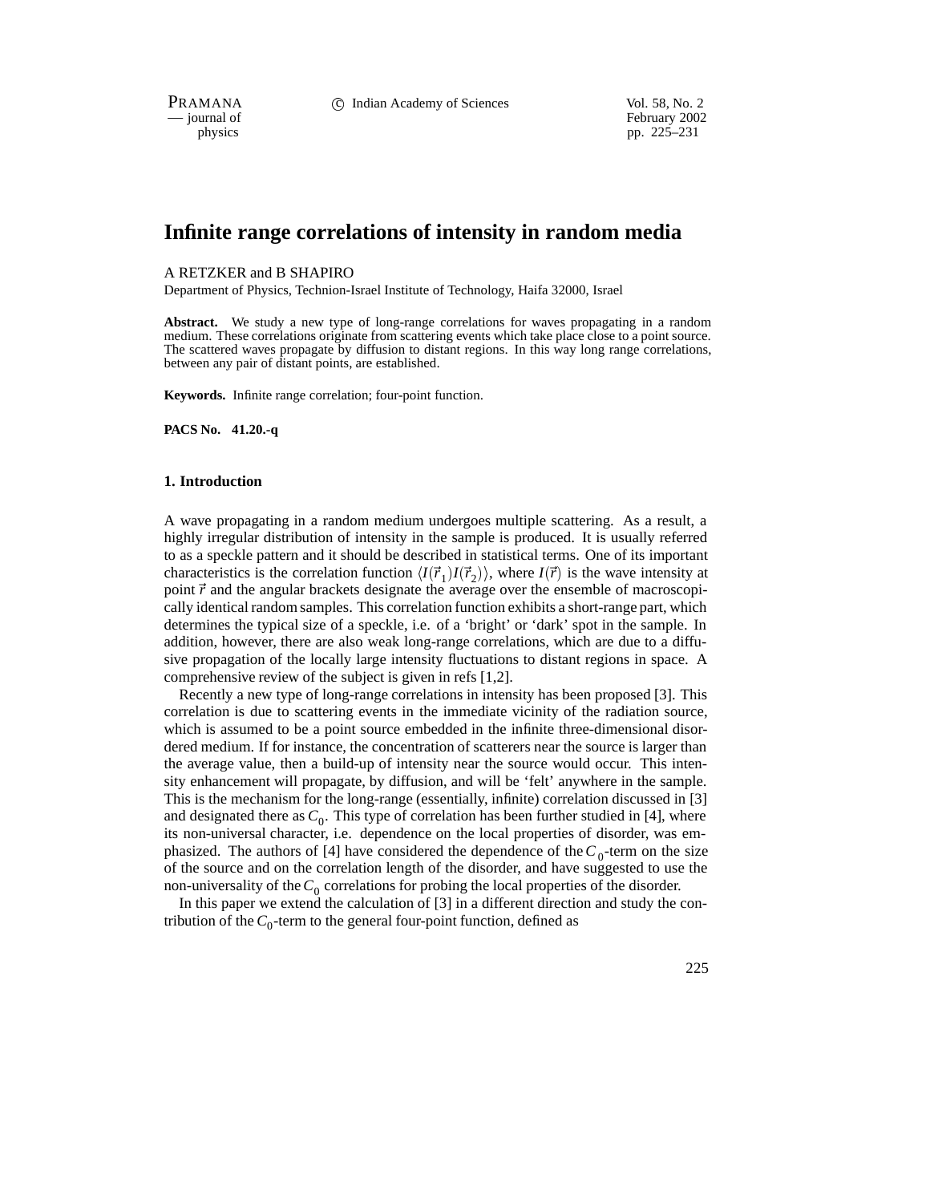# Infinite range correlations of intensity in random media

A RETZKER and B SHAPIRO

Department of Physics, Technion-Israel Institute of Technology, Haifa 32000, Israel

**Abstract.** We study a new type of long-range correlations for waves propagating in a random medium. These correlations originate from scattering events which take place close to a point source. The scattered waves propagate by diffusion to distant regions. In this way long range correlations, between any pair of distant points, are established.

**Keywords.** Infinite range correlation; four-point function.

**PACS No. 41.20.-q**

## 1. Introduction

A wave propagating in a random medium undergoes multiple scattering. As a result, a highly irregular distribution of intensity in the sample is produced. It is usually referred to as a speckle pattern and it should be described in statistical terms. One of its important characteristics is the correlation function $\langle I(\vec{r}_1)I(\vec{r}_2)\rangle$, where $I(\vec{r})$ is the wave intensity at point $\vec{r}$ and the angular brackets designate the average over the ensemble of macroscopically identical random samples. This correlation function exhibits a short-range part, which determines the typical size of a speckle, i.e. of a 'bright' or 'dark' spot in the sample. In addition, however, there are also weak long-range correlations, which are due to a diffusive propagation of the locally large intensity fluctuations to distant regions in space. A comprehensive review of the subject is given in refs [1,2].

Recently a new type of long-range correlations in intensity has been proposed [3]. This correlation is due to scattering events in the immediate vicinity of the radiation source, which is assumed to be a point source embedded in the infinite three-dimensional disordered medium. If for instance, the concentration of scatterers near the source is larger than the average value, then a build-up of intensity near the source would occur. This intensity enhancement will propagate, by diffusion, and will be 'felt' anywhere in the sample. This is the mechanism for the long-range (essentially, infinite) correlation discussed in [3] and designated there as $C_0$. This type of correlation has been further studied in [4], where its non-universal character, i.e. dependence on the local properties of disorder, was emphasized. The authors of [4] have considered the dependence of the $C_0$-term on the size of the source and on the correlation length of the disorder, and have suggested to use the non-universality of the $C_0$ correlations for probing the local properties of the disorder.

In this paper we extend the calculation of [3] in a different direction and study the contribution of the $C_0$-term to the general four-point function, defined as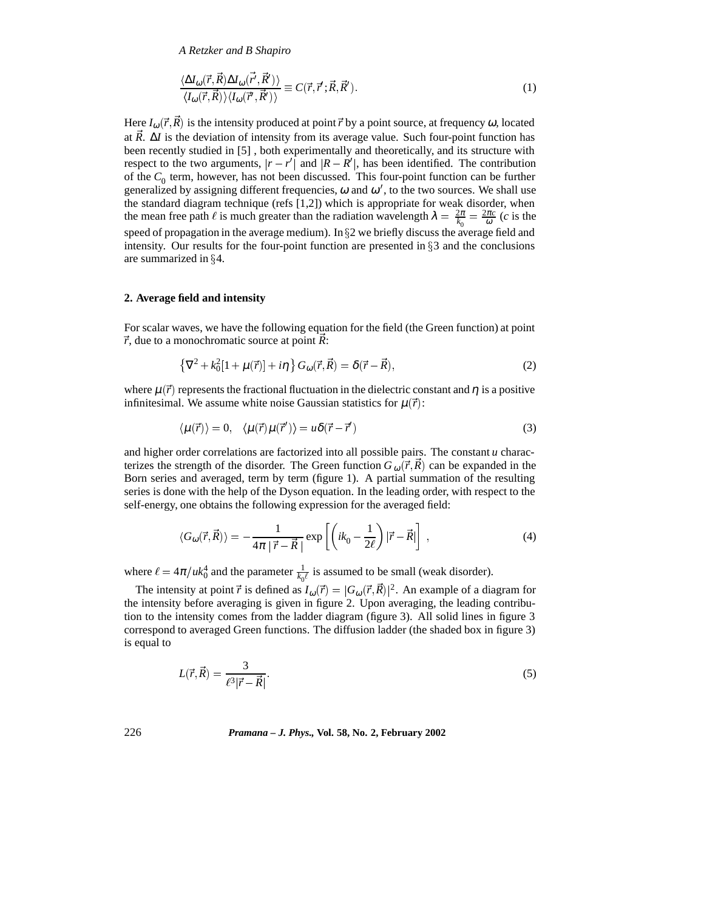$$\frac{\langle \Delta I_\omega(\vec{r},\vec{R})\Delta I_\omega(\vec{r'},\vec{R'})\rangle}{\langle I_\omega(\vec{r},\vec{R})\rangle\langle I_\omega(\vec{r'},\vec{R'})\rangle} \equiv C(\vec{r},\vec{r'};\vec{R},\vec{R'}). \tag{1}$$

Here $I_\omega(\vec{r},\vec{R})$ is the intensity produced at point $\vec{r}$ by a point source, at frequency $\omega$, located at $\vec{R}$. $\Delta I$ is the deviation of intensity from its average value. Such four-point function has been recently studied in [5] , both experimentally and theoretically, and its structure with respect to the two arguments, $|r-r'|$ and $|R-R'|$, has been identified. The contribution of the $C_0$ term, however, has not been discussed. This four-point function can be further generalized by assigning different frequencies, $\omega$ and $\omega'$, to the two sources. We shall use the standard diagram technique (refs [1,2]) which is appropriate for weak disorder, when the mean free path $\ell$ is much greater than the radiation wavelength $\lambda = \frac{2\pi}{k_0} = \frac{2\pi c}{\omega}$ ($c$ is the speed of propagation in the average medium). In §2 we briefly discuss the average field and intensity. Our results for the four-point function are presented in §3 and the conclusions are summarized in §4.

## 2. Average field and intensity

For scalar waves, we have the following equation for the field (the Green function) at point $\vec{r}$, due to a monochromatic source at point $\vec{R}$:

$$\left\{\nabla^2 + k_0^2[1+\mu(\vec{r})] + i\eta\right\} G_\omega(\vec{r},\vec{R}) = \delta(\vec{r}-\vec{R}), \tag{2}$$

where $\mu(\vec{r})$ represents the fractional fluctuation in the dielectric constant and $\eta$ is a positive infinitesimal. We assume white noise Gaussian statistics for $\mu(\vec{r})$:

$$\langle \mu(\vec{r})\rangle = 0, \quad \langle \mu(\vec{r})\mu(\vec{r}')\rangle = u\delta(\vec{r}-\vec{r}') \tag{3}$$

and higher order correlations are factorized into all possible pairs. The constant $u$ characterizes the strength of the disorder. The Green function $G_\omega(\vec{r},\vec{R})$ can be expanded in the Born series and averaged, term by term (figure 1). A partial summation of the resulting series is done with the help of the Dyson equation. In the leading order, with respect to the self-energy, one obtains the following expression for the averaged field:

$$\langle G_\omega(\vec{r},\vec{R})\rangle = -\frac{1}{4\pi\,|\,\vec{r}-\vec{R}\,|}\exp\left[\left(ik_0 - \frac{1}{2\ell}\right)|\vec{r}-\vec{R}|\right]\ , \tag{4}$$

where $\ell = 4\pi/uk_0^4$ and the parameter $\frac{1}{k_0\ell}$ is assumed to be small (weak disorder).

The intensity at point $\vec{r}$ is defined as $I_\omega(\vec{r}) = |G_\omega(\vec{r},\vec{R})|^2$. An example of a diagram for the intensity before averaging is given in figure 2. Upon averaging, the leading contribution to the intensity comes from the ladder diagram (figure 3). All solid lines in figure 3 correspond to averaged Green functions. The diffusion ladder (the shaded box in figure 3) is equal to

$$L(\vec{r},\vec{R}) = \frac{3}{\ell^3|\vec{r}-\vec{R}|}. \tag{5}$$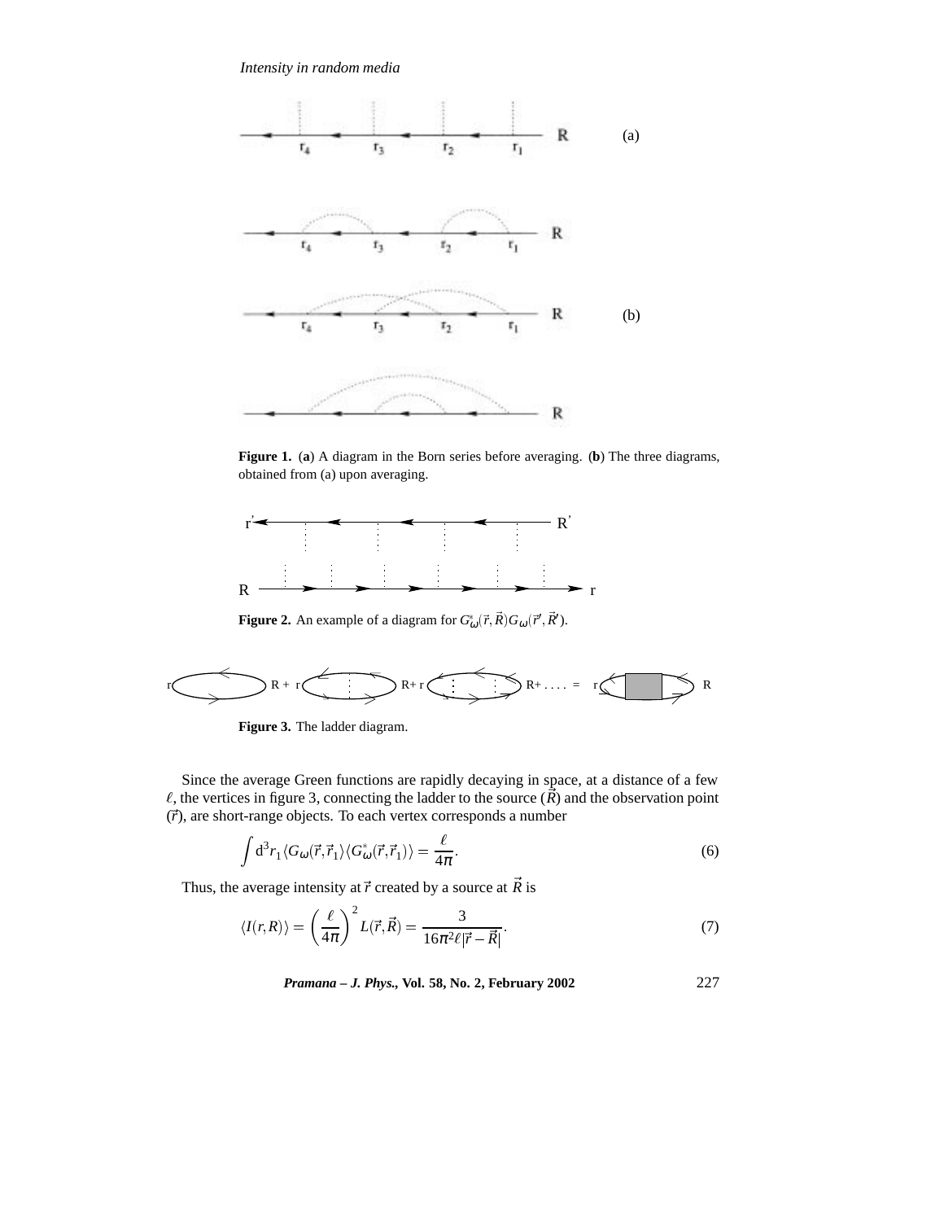**Figure 1.** (**a**) A diagram in the Born series before averaging. (**b**) The three diagrams, obtained from (a) upon averaging.

**Figure 2.** An example of a diagram for $G^*_\omega(\vec{r},\vec{R})G_\omega(\vec{r}',\vec{R}')$.

**Figure 3.** The ladder diagram.

Since the average Green functions are rapidly decaying in space, at a distance of a few $\ell$, the vertices in figure 3, connecting the ladder to the source ($\vec{R}$) and the observation point ($\vec{r}$), are short-range objects. To each vertex corresponds a number

$$\int \mathrm{d}^3 r_1 \langle G_\omega(\vec{r},\vec{r}_1)\rangle\langle G^*_\omega(\vec{r},\vec{r}_1)\rangle = \frac{\ell}{4\pi}. \tag{6}$$

Thus, the average intensity at $\vec{r}$ created by a source at $\vec{R}$ is

$$\langle I(r,R)\rangle = \left(\frac{\ell}{4\pi}\right)^2 L(\vec{r},\vec{R}) = \frac{3}{16\pi^2\ell|\vec{r}-\vec{R}|}. \tag{7}$$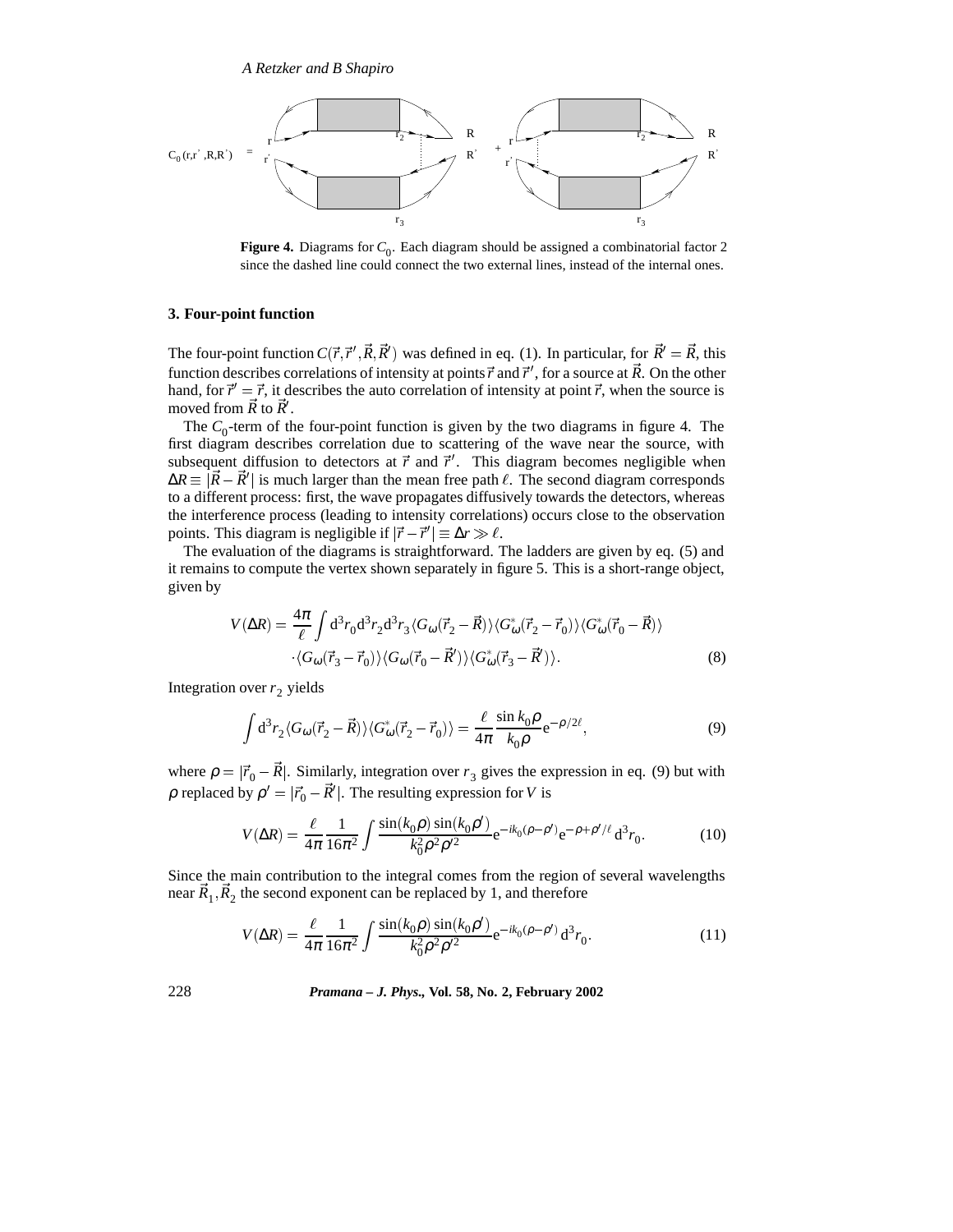**Figure 4.** Diagrams for $C_0$. Each diagram should be assigned a combinatorial factor 2 since the dashed line could connect the two external lines, instead of the internal ones.

### 3. Four-point function

The four-point function $C(\vec{r},\vec{r}',\vec{R},\vec{R}')$ was defined in eq. (1). In particular, for $\vec{R}'=\vec{R}$, this function describes correlations of intensity at points $\vec{r}$ and $\vec{r}'$, for a source at $\vec{R}$. On the other hand, for $\vec{r}'=\vec{r}$, it describes the auto correlation of intensity at point $\vec{r}$, when the source is moved from $\vec{R}$ to $\vec{R}'$.

The $C_0$-term of the four-point function is given by the two diagrams in figure 4. The first diagram describes correlation due to scattering of the wave near the source, with subsequent diffusion to detectors at $\vec{r}$ and $\vec{r}'$. This diagram becomes negligible when $\Delta R \equiv |\vec{R}-\vec{R}'|$ is much larger than the mean free path $\ell$. The second diagram corresponds to a different process: first, the wave propagates diffusively towards the detectors, whereas the interference process (leading to intensity correlations) occurs close to the observation points. This diagram is negligible if $|\vec{r}-\vec{r}'| \equiv \Delta r \gg \ell$.

The evaluation of the diagrams is straightforward. The ladders are given by eq. (5) and it remains to compute the vertex shown separately in figure 5. This is a short-range object, given by

$$V(\Delta R) = \frac{4\pi}{\ell}\int \mathrm{d}^3r_0\mathrm{d}^3r_2\mathrm{d}^3r_3 \langle G_\omega(\vec{r}_2-\vec{R})\rangle\langle G^*_\omega(\vec{r}_2-\vec{r}_0)\rangle\langle G^*_\omega(\vec{r}_0-\vec{R})\rangle \cdot\langle G_\omega(\vec{r}_3-\vec{r}_0)\rangle\langle G_\omega(\vec{r}_0-\vec{R}')\rangle\langle G^*_\omega(\vec{r}_3-\vec{R}')\rangle. \tag{8}$$

Integration over $r_2$ yields

$$\int \mathrm{d}^3r_2 \langle G_\omega(\vec{r}_2-\vec{R})\rangle\langle G^*_\omega(\vec{r}_2-\vec{r}_0)\rangle = \frac{\ell}{4\pi}\frac{\sin k_0\rho}{k_0\rho}\mathrm{e}^{-\rho/2\ell}, \tag{9}$$

where $\rho = |\vec{r}_0-\vec{R}|$. Similarly, integration over $r_3$ gives the expression in eq. (9) but with $\rho$ replaced by $\rho' = |\vec{r}_0-\vec{R}'|$. The resulting expression for $V$ is

$$V(\Delta R) = \frac{\ell}{4\pi}\frac{1}{16\pi^2}\int \frac{\sin(k_0\rho)\sin(k_0\rho')}{k_0^2\rho^2\rho'^2}\mathrm{e}^{-ik_0(\rho-\rho')}\mathrm{e}^{-\rho+\rho'/\ell}\,\mathrm{d}^3r_0. \tag{10}$$

Since the main contribution to the integral comes from the region of several wavelengths near $\vec{R}_1,\vec{R}_2$ the second exponent can be replaced by 1, and therefore

$$V(\Delta R) = \frac{\ell}{4\pi}\frac{1}{16\pi^2}\int \frac{\sin(k_0\rho)\sin(k_0\rho')}{k_0^2\rho^2\rho'^2}\mathrm{e}^{-ik_0(\rho-\rho')}\,\mathrm{d}^3r_0. \tag{11}$$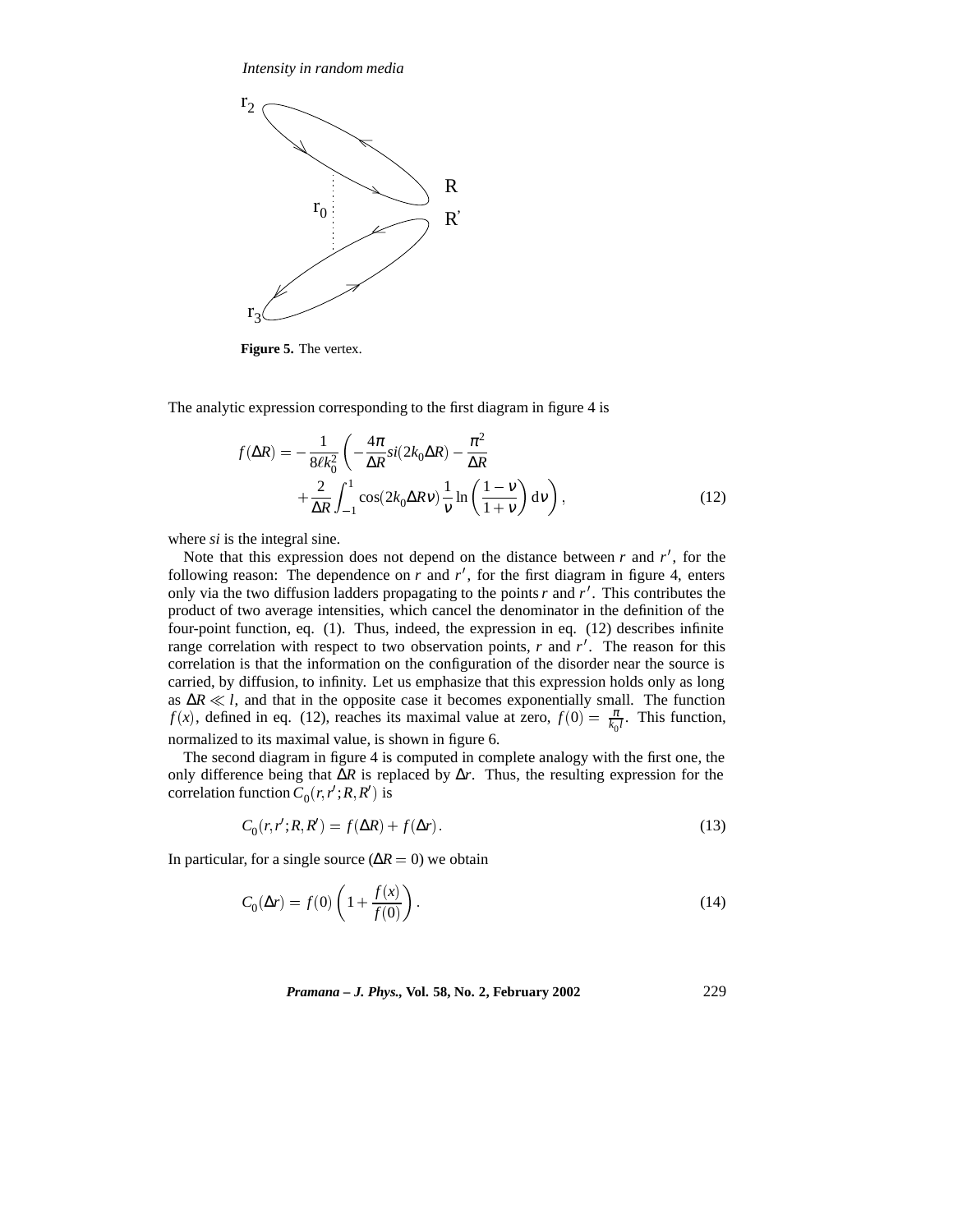Figure 5. The vertex.

The analytic expression corresponding to the first diagram in figure 4 is

$$f(\Delta R) = -\frac{1}{8\ell k_0^2}\left(-\frac{4\pi}{\Delta R} si(2k_0\Delta R) - \frac{\pi^2}{\Delta R} + \frac{2}{\Delta R}\int_{-1}^{1}\cos(2k_0\Delta R\nu)\frac{1}{\nu}\ln\left(\frac{1-\nu}{1+\nu}\right)\mathrm{d}\nu\right), \tag{12}$$

where *si* is the integral sine.

Note that this expression does not depend on the distance between $r$ and $r'$, for the following reason: The dependence on $r$ and $r'$, for the first diagram in figure 4, enters only via the two diffusion ladders propagating to the points $r$ and $r'$. This contributes the product of two average intensities, which cancel the denominator in the definition of the four-point function, eq. (1). Thus, indeed, the expression in eq. (12) describes infinite range correlation with respect to two observation points, $r$ and $r'$. The reason for this correlation is that the information on the configuration of the disorder near the source is carried, by diffusion, to infinity. Let us emphasize that this expression holds only as long as $\Delta R \ll l$, and that in the opposite case it becomes exponentially small. The function $f(x)$, defined in eq. (12), reaches its maximal value at zero, $f(0) = \frac{\pi}{k_0 l}$. This function, normalized to its maximal value, is shown in figure 6.

The second diagram in figure 4 is computed in complete analogy with the first one, the only difference being that $\Delta R$ is replaced by $\Delta r$. Thus, the resulting expression for the correlation function $C_0(r, r'; R, R')$ is

$$C_0(r, r'; R, R') = f(\Delta R) + f(\Delta r). \tag{13}$$

In particular, for a single source ($\Delta R = 0$) we obtain

$$C_0(\Delta r) = f(0)\left(1 + \frac{f(x)}{f(0)}\right). \tag{14}$$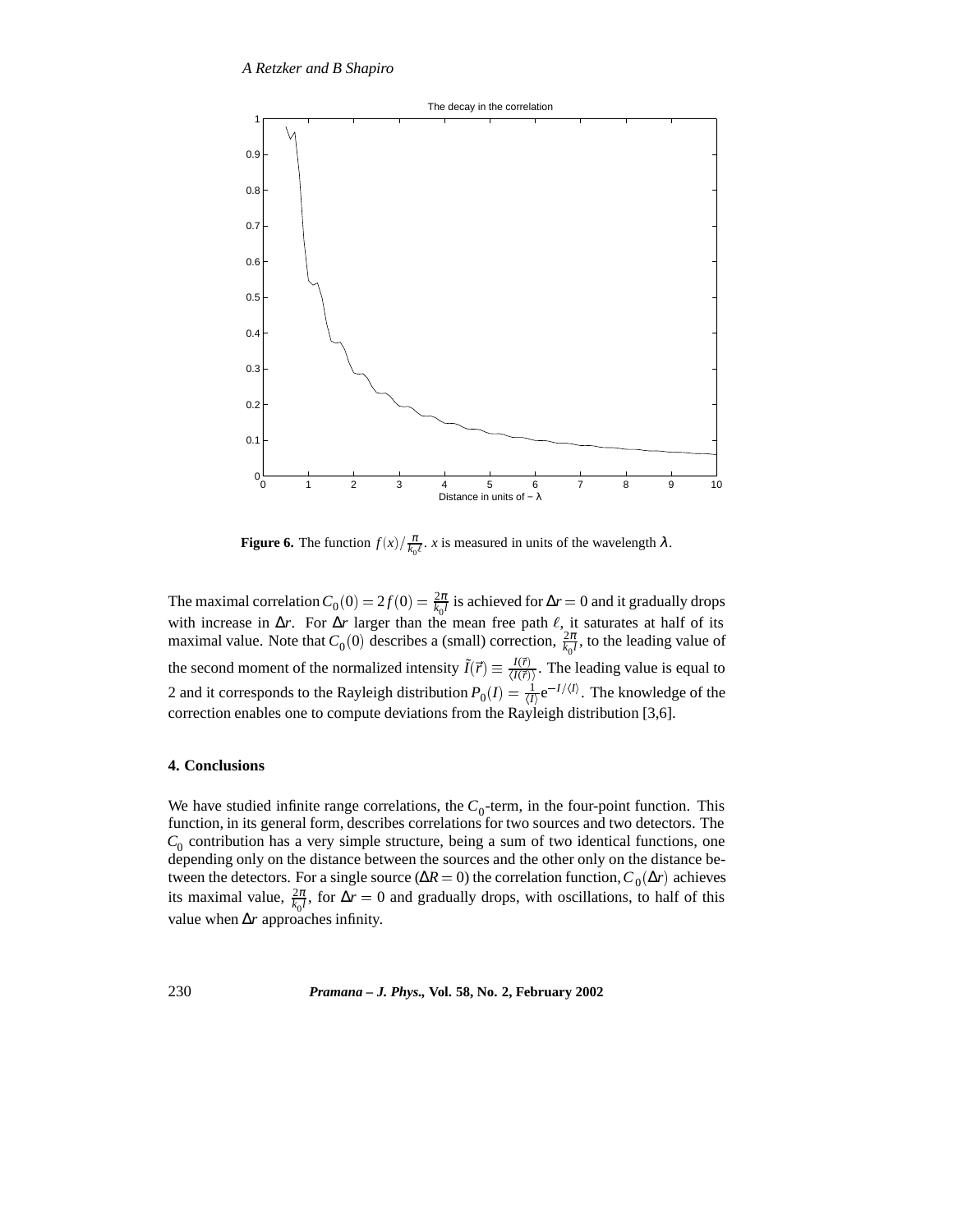**Figure 6.** The function $f(x)/\frac{\pi}{k_0\ell}$. $x$ is measured in units of the wavelength $\lambda$.

The maximal correlation $C_0(0) = 2f(0) = \frac{2\pi}{k_0 l}$ is achieved for $\Delta r = 0$ and it gradually drops with increase in $\Delta r$. For $\Delta r$ larger than the mean free path $\ell$, it saturates at half of its maximal value. Note that $C_0(0)$ describes a (small) correction, $\frac{2\pi}{k_0 l}$, to the leading value of the second moment of the normalized intensity $\tilde{I}(\vec{r}) \equiv \frac{I(\vec{r})}{\langle I(\vec{r}) \rangle}$. The leading value is equal to 2 and it corresponds to the Rayleigh distribution $P_0(I) = \frac{1}{\langle I \rangle} \mathrm{e}^{-I/\langle I \rangle}$. The knowledge of the correction enables one to compute deviations from the Rayleigh distribution [3,6].

## 4. Conclusions

We have studied infinite range correlations, the $C_0$-term, in the four-point function. This function, in its general form, describes correlations for two sources and two detectors. The $C_0$ contribution has a very simple structure, being a sum of two identical functions, one depending only on the distance between the sources and the other only on the distance between the detectors. For a single source ($\Delta R = 0$) the correlation function, $C_0(\Delta r)$ achieves its maximal value, $\frac{2\pi}{k_0 l}$, for $\Delta r = 0$ and gradually drops, with oscillations, to half of this value when $\Delta r$ approaches infinity.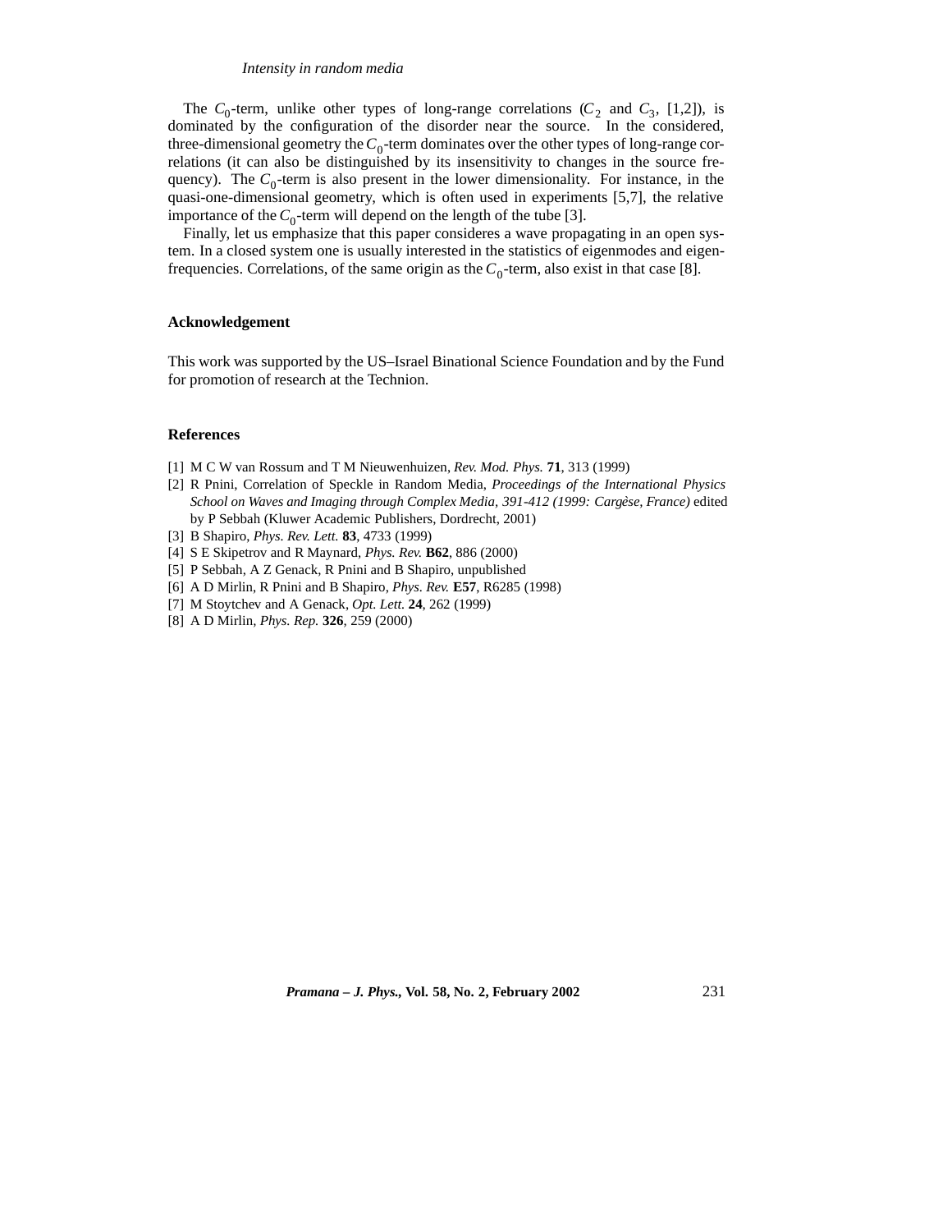The $C_0$-term, unlike other types of long-range correlations ($C_2$ and $C_3$, [1,2]), is dominated by the configuration of the disorder near the source. In the considered, three-dimensional geometry the $C_0$-term dominates over the other types of long-range correlations (it can also be distinguished by its insensitivity to changes in the source frequency). The $C_0$-term is also present in the lower dimensionality. For instance, in the quasi-one-dimensional geometry, which is often used in experiments [5,7], the relative importance of the $C_0$-term will depend on the length of the tube [3].

Finally, let us emphasize that this paper consideres a wave propagating in an open system. In a closed system one is usually interested in the statistics of eigenmodes and eigenfrequencies. Correlations, of the same origin as the $C_0$-term, also exist in that case [8].

## Acknowledgement

This work was supported by the US–Israel Binational Science Foundation and by the Fund for promotion of research at the Technion.

## References

[1] M C W van Rossum and T M Nieuwenhuizen, *Rev. Mod. Phys.* **71**, 313 (1999)

[2] R Pnini, Correlation of Speckle in Random Media, *Proceedings of the International Physics School on Waves and Imaging through Complex Media, 391-412 (1999: Cargèse, France)* edited by P Sebbah (Kluwer Academic Publishers, Dordrecht, 2001)

[3] B Shapiro, *Phys. Rev. Lett.* **83**, 4733 (1999)

[4] S E Skipetrov and R Maynard, *Phys. Rev.* **B62**, 886 (2000)

[5] P Sebbah, A Z Genack, R Pnini and B Shapiro, unpublished

[6] A D Mirlin, R Pnini and B Shapiro, *Phys. Rev.* **E57**, R6285 (1998)

[7] M Stoytchev and A Genack, *Opt. Lett.* **24**, 262 (1999)

[8] A D Mirlin, *Phys. Rep.* **326**, 259 (2000)